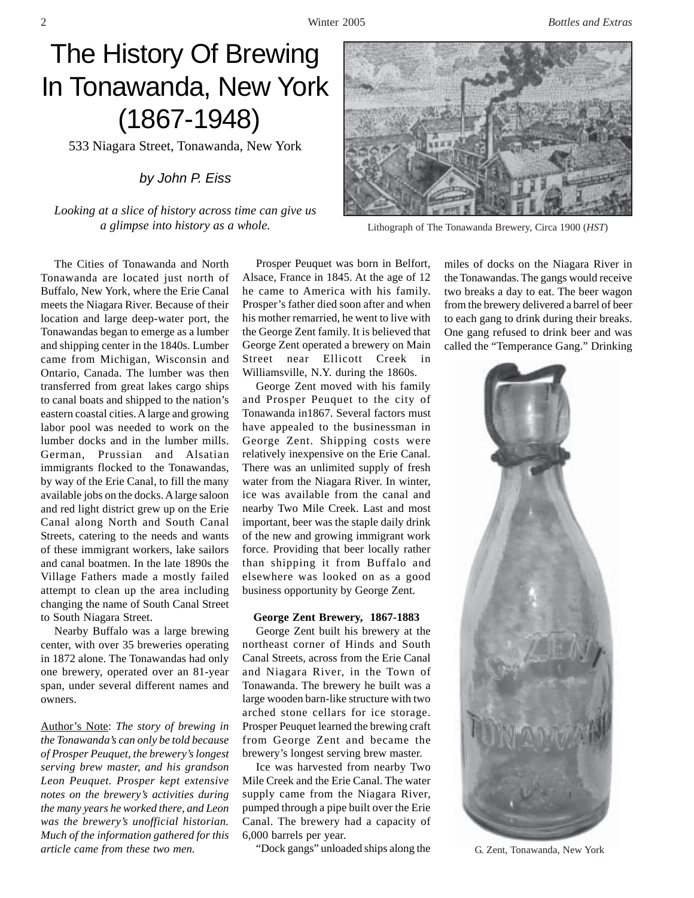# The History Of Brewing In Tonawanda, New York (1867-1948)

533 Niagara Street, Tonawanda, New York

*by John P. Eiss*

*Looking at a slice of history across time can give us a glimpse into history as a whole.*

Lithograph of The Tonawanda Brewery, Circa 1900 (*HST*)

The Cities of Tonawanda and North Tonawanda are located just north of Buffalo, New York, where the Erie Canal meets the Niagara River. Because of their location and large deep-water port, the Tonawandas began to emerge as a lumber and shipping center in the 1840s. Lumber came from Michigan, Wisconsin and Ontario, Canada. The lumber was then transferred from great lakes cargo ships to canal boats and shipped to the nation's eastern coastal cities. A large and growing labor pool was needed to work on the lumber docks and in the lumber mills. German, Prussian and Alsatian immigrants flocked to the Tonawandas, by way of the Erie Canal, to fill the many available jobs on the docks. A large saloon and red light district grew up on the Erie Canal along North and South Canal Streets, catering to the needs and wants of these immigrant workers, lake sailors and canal boatmen. In the late 1890s the Village Fathers made a mostly failed attempt to clean up the area including changing the name of South Canal Street to South Niagara Street.

Nearby Buffalo was a large brewing center, with over 35 breweries operating in 1872 alone. The Tonawandas had only one brewery, operated over an 81-year span, under several different names and owners.

Author's Note: *The story of brewing in the Tonawanda's can only be told because of Prosper Peuquet, the brewery's longest serving brew master, and his grandson Leon Peuquet. Prosper kept extensive notes on the brewery's activities during the many years he worked there, and Leon was the brewery's unofficial historian. Much of the information gathered for this article came from these two men.*

Prosper Peuquet was born in Belfort, Alsace, France in 1845. At the age of 12 he came to America with his family. Prosper's father died soon after and when his mother remarried, he went to live with the George Zent family. It is believed that George Zent operated a brewery on Main Street near Ellicott Creek in Williamsville, N.Y. during the 1860s.

George Zent moved with his family and Prosper Peuquet to the city of Tonawanda in1867. Several factors must have appealed to the businessman in George Zent. Shipping costs were relatively inexpensive on the Erie Canal. There was an unlimited supply of fresh water from the Niagara River. In winter, ice was available from the canal and nearby Two Mile Creek. Last and most important, beer was the staple daily drink of the new and growing immigrant work force. Providing that beer locally rather than shipping it from Buffalo and elsewhere was looked on as a good business opportunity by George Zent.

**George Zent Brewery, 1867-1883**

George Zent built his brewery at the northeast corner of Hinds and South Canal Streets, across from the Erie Canal and Niagara River, in the Town of Tonawanda. The brewery he built was a large wooden barn-like structure with two arched stone cellars for ice storage. Prosper Peuquet learned the brewing craft from George Zent and became the brewery's longest serving brew master.

Ice was harvested from nearby Two Mile Creek and the Erie Canal. The water supply came from the Niagara River, pumped through a pipe built over the Erie Canal. The brewery had a capacity of 6,000 barrels per year.

"Dock gangs" unloaded ships along the miles of docks on the Niagara River in the Tonawandas. The gangs would receive two breaks a day to eat. The beer wagon from the brewery delivered a barrel of beer to each gang to drink during their breaks. One gang refused to drink beer and was called the "Temperance Gang." Drinking

G. Zent, Tonawanda, New York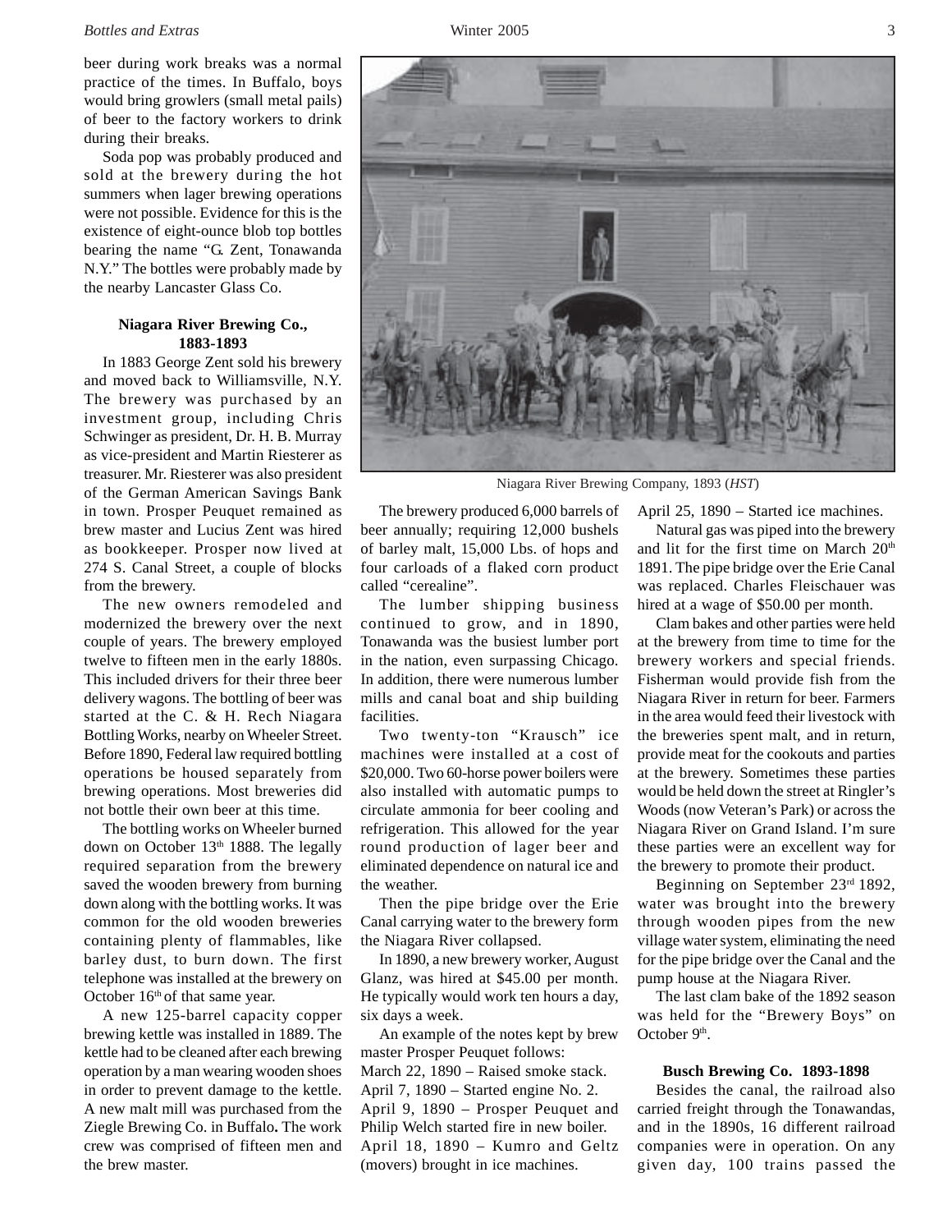beer during work breaks was a normal practice of the times. In Buffalo, boys would bring growlers (small metal pails) of beer to the factory workers to drink during their breaks.

Soda pop was probably produced and sold at the brewery during the hot summers when lager brewing operations were not possible. Evidence for this is the existence of eight-ounce blob top bottles bearing the name "G. Zent, Tonawanda N.Y." The bottles were probably made by the nearby Lancaster Glass Co.

### Niagara River Brewing Co., 1883-1893

In 1883 George Zent sold his brewery and moved back to Williamsville, N.Y. The brewery was purchased by an investment group, including Chris Schwinger as president, Dr. H. B. Murray as vice-president and Martin Riesterer as treasurer. Mr. Riesterer was also president of the German American Savings Bank in town. Prosper Peuquet remained as brew master and Lucius Zent was hired as bookkeeper. Prosper now lived at 274 S. Canal Street, a couple of blocks from the brewery.

The new owners remodeled and modernized the brewery over the next couple of years. The brewery employed twelve to fifteen men in the early 1880s. This included drivers for their three beer delivery wagons. The bottling of beer was started at the C. & H. Rech Niagara Bottling Works, nearby on Wheeler Street. Before 1890, Federal law required bottling operations be housed separately from brewing operations. Most breweries did not bottle their own beer at this time.

The bottling works on Wheeler burned down on October 13th 1888. The legally required separation from the brewery saved the wooden brewery from burning down along with the bottling works. It was common for the old wooden breweries containing plenty of flammables, like barley dust, to burn down. The first telephone was installed at the brewery on October 16th of that same year.

A new 125-barrel capacity copper brewing kettle was installed in 1889. The kettle had to be cleaned after each brewing operation by a man wearing wooden shoes in order to prevent damage to the kettle. A new malt mill was purchased from the Ziegle Brewing Co. in Buffalo**.** The work crew was comprised of fifteen men and the brew master.

Niagara River Brewing Company, 1893 (*HST*)

The brewery produced 6,000 barrels of beer annually; requiring 12,000 bushels of barley malt, 15,000 Lbs. of hops and four carloads of a flaked corn product called "cerealine".

The lumber shipping business continued to grow, and in 1890, Tonawanda was the busiest lumber port in the nation, even surpassing Chicago. In addition, there were numerous lumber mills and canal boat and ship building facilities.

Two twenty-ton "Krausch" ice machines were installed at a cost of $20,000. Two 60-horse power boilers were also installed with automatic pumps to circulate ammonia for beer cooling and refrigeration. This allowed for the year round production of lager beer and eliminated dependence on natural ice and the weather.

Then the pipe bridge over the Erie Canal carrying water to the brewery form the Niagara River collapsed.

In 1890, a new brewery worker, August Glanz, was hired at $45.00 per month. He typically would work ten hours a day, six days a week.

An example of the notes kept by brew master Prosper Peuquet follows:
March 22, 1890 – Raised smoke stack.
April 7, 1890 – Started engine No. 2.
April 9, 1890 – Prosper Peuquet and Philip Welch started fire in new boiler.
April 18, 1890 – Kumro and Geltz (movers) brought in ice machines.
April 25, 1890 – Started ice machines.

Natural gas was piped into the brewery and lit for the first time on March 20th 1891. The pipe bridge over the Erie Canal was replaced. Charles Fleischauer was hired at a wage of $50.00 per month.

Clam bakes and other parties were held at the brewery from time to time for the brewery workers and special friends. Fisherman would provide fish from the Niagara River in return for beer. Farmers in the area would feed their livestock with the breweries spent malt, and in return, provide meat for the cookouts and parties at the brewery. Sometimes these parties would be held down the street at Ringler's Woods (now Veteran's Park) or across the Niagara River on Grand Island. I'm sure these parties were an excellent way for the brewery to promote their product.

Beginning on September 23rd 1892, water was brought into the brewery through wooden pipes from the new village water system, eliminating the need for the pipe bridge over the Canal and the pump house at the Niagara River.

The last clam bake of the 1892 season was held for the "Brewery Boys" on October 9th.

### Busch Brewing Co. 1893-1898

Besides the canal, the railroad also carried freight through the Tonawandas, and in the 1890s, 16 different railroad companies were in operation. On any given day, 100 trains passed the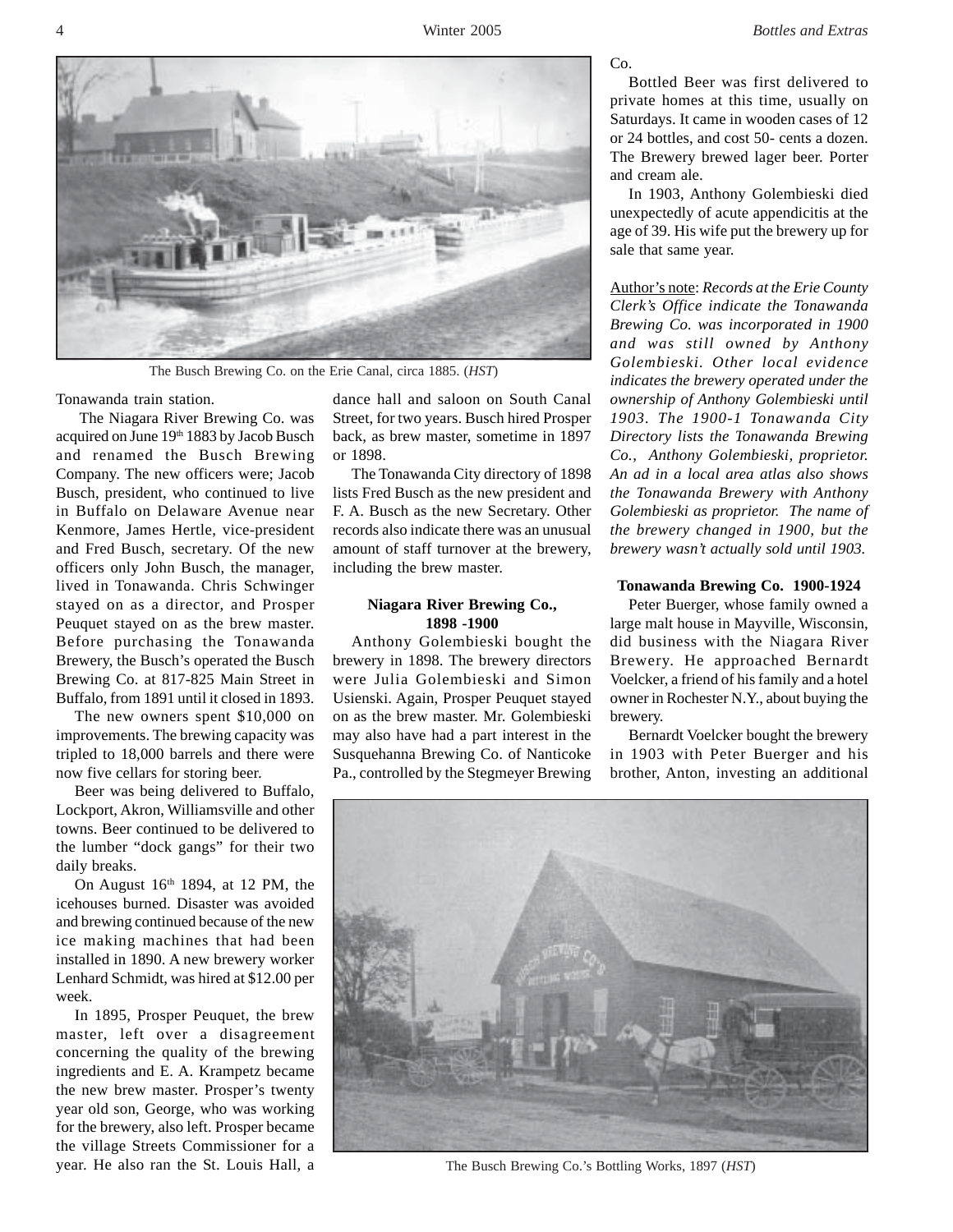The Busch Brewing Co. on the Erie Canal, circa 1885. (*HST*)

Tonawanda train station.

The Niagara River Brewing Co. was acquired on June 19th 1883 by Jacob Busch and renamed the Busch Brewing Company. The new officers were; Jacob Busch, president, who continued to live in Buffalo on Delaware Avenue near Kenmore, James Hertle, vice-president and Fred Busch, secretary. Of the new officers only John Busch, the manager, lived in Tonawanda. Chris Schwinger stayed on as a director, and Prosper Peuquet stayed on as the brew master. Before purchasing the Tonawanda Brewery, the Busch's operated the Busch Brewing Co. at 817-825 Main Street in Buffalo, from 1891 until it closed in 1893.

The new owners spent $10,000 on improvements. The brewing capacity was tripled to 18,000 barrels and there were now five cellars for storing beer.

Beer was being delivered to Buffalo, Lockport, Akron, Williamsville and other towns. Beer continued to be delivered to the lumber "dock gangs" for their two daily breaks.

On August 16th 1894, at 12 PM, the icehouses burned. Disaster was avoided and brewing continued because of the new ice making machines that had been installed in 1890. A new brewery worker Lenhard Schmidt, was hired at $12.00 per week.

In 1895, Prosper Peuquet, the brew master, left over a disagreement concerning the quality of the brewing ingredients and E. A. Krampetz became the new brew master. Prosper's twenty year old son, George, who was working for the brewery, also left. Prosper became the village Streets Commissioner for a year. He also ran the St. Louis Hall, a dance hall and saloon on South Canal Street, for two years. Busch hired Prosper back, as brew master, sometime in 1897 or 1898.

The Tonawanda City directory of 1898 lists Fred Busch as the new president and F. A. Busch as the new Secretary. Other records also indicate there was an unusual amount of staff turnover at the brewery, including the brew master.

### Niagara River Brewing Co., 1898 -1900

Anthony Golembieski bought the brewery in 1898. The brewery directors were Julia Golembieski and Simon Usienski. Again, Prosper Peuquet stayed on as the brew master. Mr. Golembieski may also have had a part interest in the Susquehanna Brewing Co. of Nanticoke Pa., controlled by the Stegmeyer Brewing Co.

Bottled Beer was first delivered to private homes at this time, usually on Saturdays. It came in wooden cases of 12 or 24 bottles, and cost 50- cents a dozen. The Brewery brewed lager beer. Porter and cream ale.

In 1903, Anthony Golembieski died unexpectedly of acute appendicitis at the age of 39. His wife put the brewery up for sale that same year.

Author's note: *Records at the Erie County Clerk's Office indicate the Tonawanda Brewing Co. was incorporated in 1900 and was still owned by Anthony Golembieski. Other local evidence indicates the brewery operated under the ownership of Anthony Golembieski until 1903. The 1900-1 Tonawanda City Directory lists the Tonawanda Brewing Co., Anthony Golembieski, proprietor. An ad in a local area atlas also shows the Tonawanda Brewery with Anthony Golembieski as proprietor. The name of the brewery changed in 1900, but the brewery wasn't actually sold until 1903.*

### Tonawanda Brewing Co. 1900-1924

Peter Buerger, whose family owned a large malt house in Mayville, Wisconsin, did business with the Niagara River Brewery. He approached Bernardt Voelcker, a friend of his family and a hotel owner in Rochester N.Y., about buying the brewery.

Bernardt Voelcker bought the brewery in 1903 with Peter Buerger and his brother, Anton, investing an additional

The Busch Brewing Co.'s Bottling Works, 1897 (*HST*)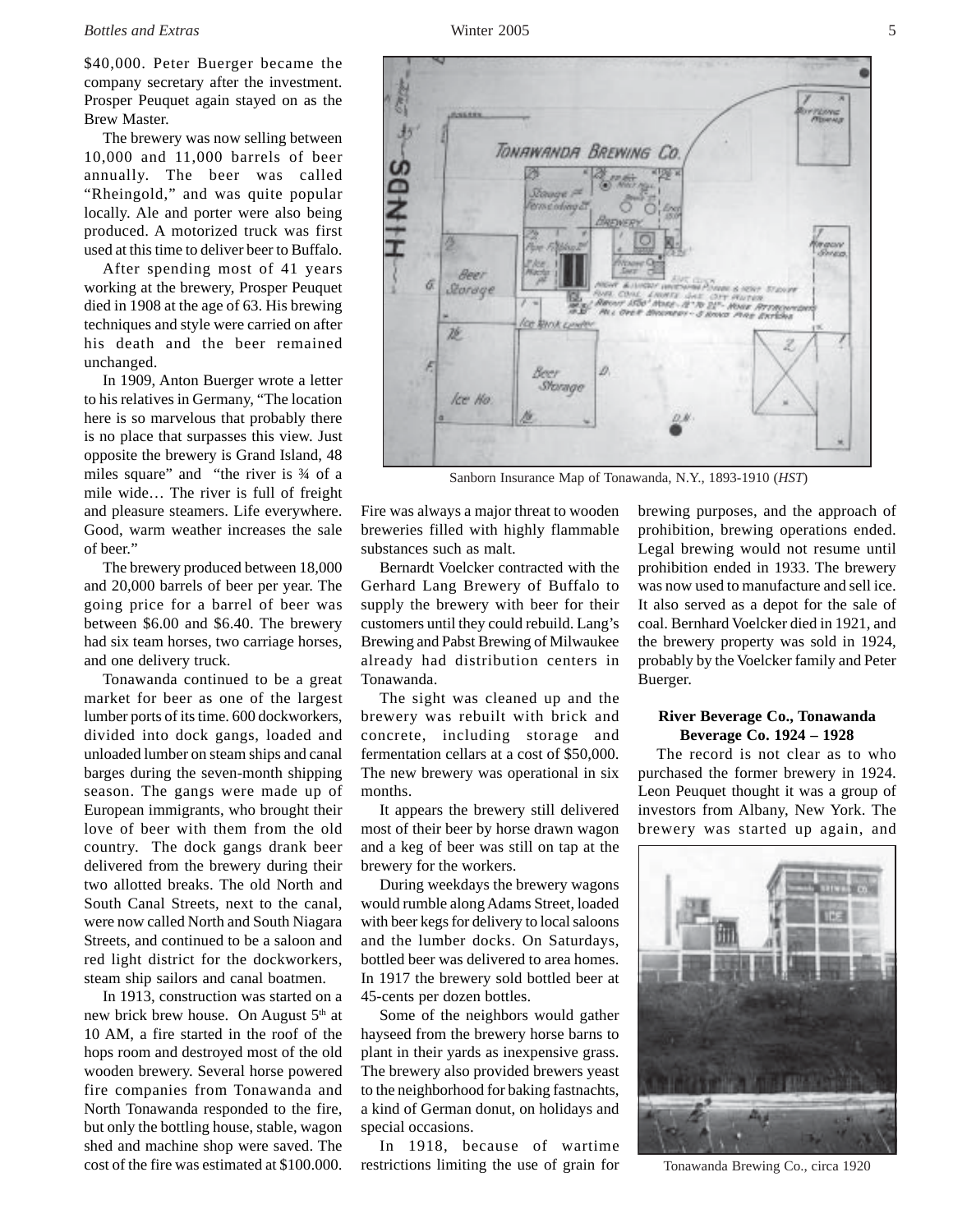$40,000. Peter Buerger became the company secretary after the investment. Prosper Peuquet again stayed on as the Brew Master.

The brewery was now selling between 10,000 and 11,000 barrels of beer annually. The beer was called "Rheingold," and was quite popular locally. Ale and porter were also being produced. A motorized truck was first used at this time to deliver beer to Buffalo.

After spending most of 41 years working at the brewery, Prosper Peuquet died in 1908 at the age of 63. His brewing techniques and style were carried on after his death and the beer remained unchanged.

In 1909, Anton Buerger wrote a letter to his relatives in Germany, "The location here is so marvelous that probably there is no place that surpasses this view. Just opposite the brewery is Grand Island, 48 miles square" and "the river is ¾ of a mile wide… The river is full of freight and pleasure steamers. Life everywhere. Good, warm weather increases the sale of beer."

The brewery produced between 18,000 and 20,000 barrels of beer per year. The going price for a barrel of beer was between $6.00 and $6.40. The brewery had six team horses, two carriage horses, and one delivery truck.

Tonawanda continued to be a great market for beer as one of the largest lumber ports of its time. 600 dockworkers, divided into dock gangs, loaded and unloaded lumber on steam ships and canal barges during the seven-month shipping season. The gangs were made up of European immigrants, who brought their love of beer with them from the old country. The dock gangs drank beer delivered from the brewery during their two allotted breaks. The old North and South Canal Streets, next to the canal, were now called North and South Niagara Streets, and continued to be a saloon and red light district for the dockworkers, steam ship sailors and canal boatmen.

In 1913, construction was started on a new brick brew house. On August 5th at 10 AM, a fire started in the roof of the hops room and destroyed most of the old wooden brewery. Several horse powered fire companies from Tonawanda and North Tonawanda responded to the fire, but only the bottling house, stable, wagon shed and machine shop were saved. The cost of the fire was estimated at $100.000.

Sanborn Insurance Map of Tonawanda, N.Y., 1893-1910 (*HST*)

Fire was always a major threat to wooden breweries filled with highly flammable substances such as malt.

Bernardt Voelcker contracted with the Gerhard Lang Brewery of Buffalo to supply the brewery with beer for their customers until they could rebuild. Lang's Brewing and Pabst Brewing of Milwaukee already had distribution centers in Tonawanda.

The sight was cleaned up and the brewery was rebuilt with brick and concrete, including storage and fermentation cellars at a cost of $50,000. The new brewery was operational in six months.

It appears the brewery still delivered most of their beer by horse drawn wagon and a keg of beer was still on tap at the brewery for the workers.

During weekdays the brewery wagons would rumble along Adams Street, loaded with beer kegs for delivery to local saloons and the lumber docks. On Saturdays, bottled beer was delivered to area homes. In 1917 the brewery sold bottled beer at 45-cents per dozen bottles.

Some of the neighbors would gather hayseed from the brewery horse barns to plant in their yards as inexpensive grass. The brewery also provided brewers yeast to the neighborhood for baking fastnachts, a kind of German donut, on holidays and special occasions.

In 1918, because of wartime restrictions limiting the use of grain for brewing purposes, and the approach of prohibition, brewing operations ended. Legal brewing would not resume until prohibition ended in 1933. The brewery was now used to manufacture and sell ice. It also served as a depot for the sale of coal. Bernhard Voelcker died in 1921, and the brewery property was sold in 1924, probably by the Voelcker family and Peter Buerger.

**River Beverage Co., Tonawanda Beverage Co. 1924 – 1928**

The record is not clear as to who purchased the former brewery in 1924. Leon Peuquet thought it was a group of investors from Albany, New York. The brewery was started up again, and

Tonawanda Brewing Co., circa 1920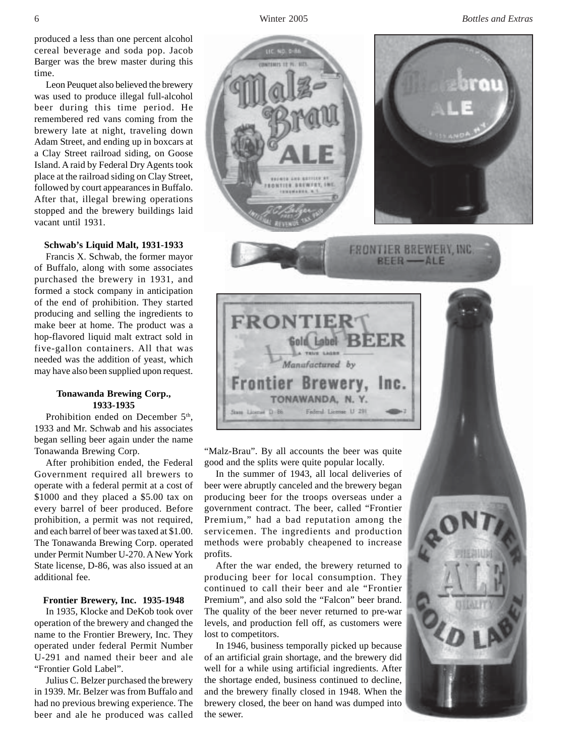produced a less than one percent alcohol cereal beverage and soda pop. Jacob Barger was the brew master during this time.

Leon Peuquet also believed the brewery was used to produce illegal full-alcohol beer during this time period. He remembered red vans coming from the brewery late at night, traveling down Adam Street, and ending up in boxcars at a Clay Street railroad siding, on Goose Island. A raid by Federal Dry Agents took place at the railroad siding on Clay Street, followed by court appearances in Buffalo. After that, illegal brewing operations stopped and the brewery buildings laid vacant until 1931.

**Schwab's Liquid Malt, 1931-1933**

Francis X. Schwab, the former mayor of Buffalo, along with some associates purchased the brewery in 1931, and formed a stock company in anticipation of the end of prohibition. They started producing and selling the ingredients to make beer at home. The product was a hop-flavored liquid malt extract sold in five-gallon containers. All that was needed was the addition of yeast, which may have also been supplied upon request.

**Tonawanda Brewing Corp., 1933-1935**

Prohibition ended on December 5th, 1933 and Mr. Schwab and his associates began selling beer again under the name Tonawanda Brewing Corp.

After prohibition ended, the Federal Government required all brewers to operate with a federal permit at a cost of $1000 and they placed a $5.00 tax on every barrel of beer produced. Before prohibition, a permit was not required, and each barrel of beer was taxed at $1.00. The Tonawanda Brewing Corp. operated under Permit Number U-270. A New York State license, D-86, was also issued at an additional fee.

**Frontier Brewery, Inc. 1935-1948**

In 1935, Klocke and DeKob took over operation of the brewery and changed the name to the Frontier Brewery, Inc. They operated under federal Permit Number U-291 and named their beer and ale "Frontier Gold Label".

Julius C. Belzer purchased the brewery in 1939. Mr. Belzer was from Buffalo and had no previous brewing experience. The beer and ale he produced was called "Malz-Brau". By all accounts the beer was quite good and the splits were quite popular locally.

In the summer of 1943, all local deliveries of beer were abruptly canceled and the brewery began producing beer for the troops overseas under a government contract. The beer, called "Frontier Premium," had a bad reputation among the servicemen. The ingredients and production methods were probably cheapened to increase profits.

After the war ended, the brewery returned to producing beer for local consumption. They continued to call their beer and ale "Frontier Premium", and also sold the "Falcon" beer brand. The quality of the beer never returned to pre-war levels, and production fell off, as customers were lost to competitors.

In 1946, business temporally picked up because of an artificial grain shortage, and the brewery did well for a while using artificial ingredients. After the shortage ended, business continued to decline, and the brewery finally closed in 1948. When the brewery closed, the beer on hand was dumped into the sewer.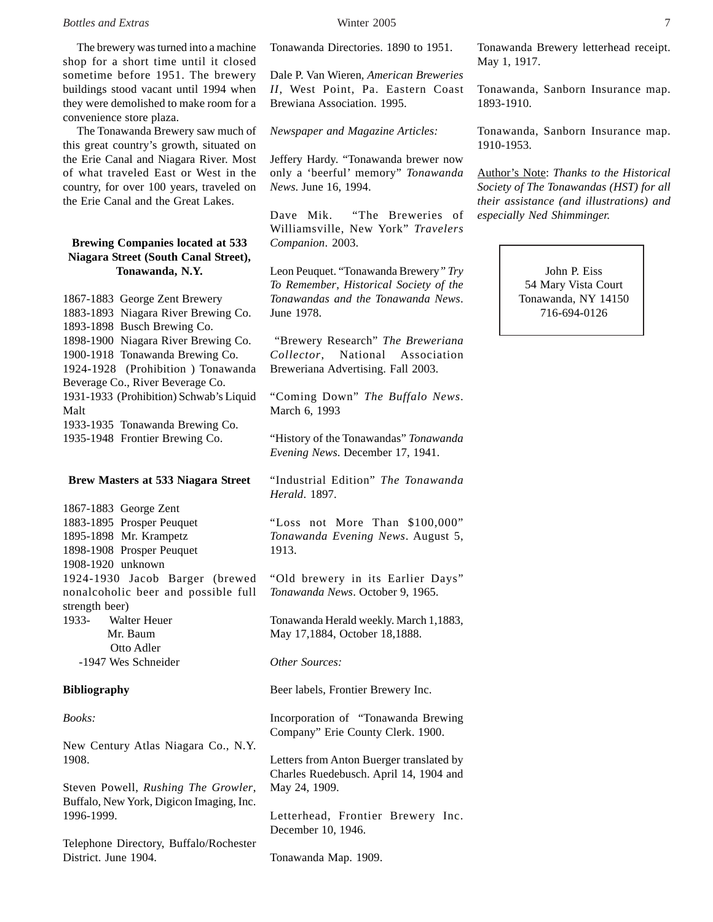The brewery was turned into a machine shop for a short time until it closed sometime before 1951. The brewery buildings stood vacant until 1994 when they were demolished to make room for a convenience store plaza.

The Tonawanda Brewery saw much of this great country's growth, situated on the Erie Canal and Niagara River. Most of what traveled East or West in the country, for over 100 years, traveled on the Erie Canal and the Great Lakes.

**Brewing Companies located at 533 Niagara Street (South Canal Street), Tonawanda, N.Y.**

1867-1883 George Zent Brewery
1883-1893 Niagara River Brewing Co.
1893-1898 Busch Brewing Co.
1898-1900 Niagara River Brewing Co.
1900-1918 Tonawanda Brewing Co.
1924-1928 (Prohibition ) Tonawanda Beverage Co., River Beverage Co.
1931-1933 (Prohibition) Schwab's Liquid Malt
1933-1935 Tonawanda Brewing Co.
1935-1948 Frontier Brewing Co.

**Brew Masters at 533 Niagara Street**

1867-1883 George Zent
1883-1895 Prosper Peuquet
1895-1898 Mr. Krampetz
1898-1908 Prosper Peuquet
1908-1920 unknown
1924-1930 Jacob Barger (brewed nonalcoholic beer and possible full strength beer)
1933- Walter Heuer
Mr. Baum
Otto Adler
-1947 Wes Schneider

**Bibliography**

*Books:*

New Century Atlas Niagara Co., N.Y. 1908.

Steven Powell, *Rushing The Growler*, Buffalo, New York, Digicon Imaging, Inc. 1996-1999.

Telephone Directory, Buffalo/Rochester District. June 1904.

Tonawanda Directories. 1890 to 1951.

Dale P. Van Wieren, *American Breweries II*, West Point, Pa. Eastern Coast Brewiana Association. 1995.

*Newspaper and Magazine Articles:*

Jeffery Hardy. "Tonawanda brewer now only a 'beerful' memory" *Tonawanda News.* June 16, 1994.

Dave Mik. "The Breweries of Williamsville, New York" *Travelers Companion*. 2003.

Leon Peuquet. "Tonawanda Brewery*" Try To Remember*, *Historical Society of the Tonawandas and the Tonawanda News*. June 1978.

"Brewery Research" *The Breweriana Collector*, National Association Breweriana Advertising. Fall 2003.

"Coming Down" *The Buffalo News*. March 6, 1993

"History of the Tonawandas" *Tonawanda Evening News.* December 17, 1941.

"Industrial Edition" *The Tonawanda Herald*. 1897.

"Loss not More Than $100,000" *Tonawanda Evening News*. August 5, 1913.

"Old brewery in its Earlier Days" *Tonawanda News*. October 9, 1965.

Tonawanda Herald weekly. March 1,1883, May 17,1884, October 18,1888.

*Other Sources:*

Beer labels, Frontier Brewery Inc.

Incorporation of "Tonawanda Brewing Company" Erie County Clerk. 1900.

Letters from Anton Buerger translated by Charles Ruedebusch. April 14, 1904 and May 24, 1909.

Letterhead, Frontier Brewery Inc. December 10, 1946.

Tonawanda Map. 1909.

Tonawanda Brewery letterhead receipt. May 1, 1917.

Tonawanda, Sanborn Insurance map. 1893-1910.

Tonawanda, Sanborn Insurance map. 1910-1953.

Author's Note: *Thanks to the Historical Society of The Tonawandas (HST) for all their assistance (and illustrations) and especially Ned Shimminger.*

John P. Eiss
54 Mary Vista Court
Tonawanda, NY 14150
716-694-0126